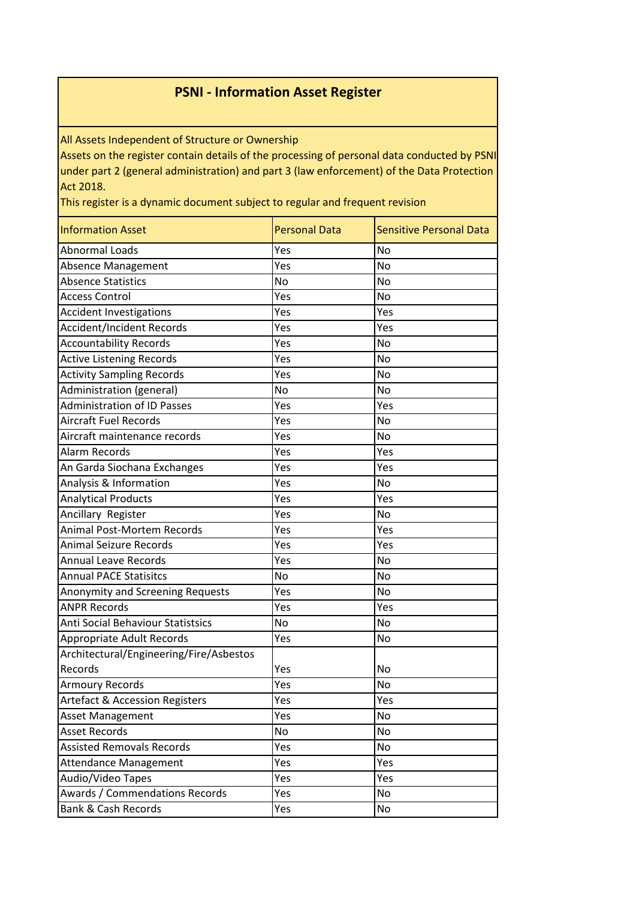# PSNI - Information Asset Register

All Assets Independent of Structure or Ownership
Assets on the register contain details of the processing of personal data conducted by PSNI under part 2 (general administration) and part 3 (law enforcement) of the Data Protection Act 2018.
This register is a dynamic document subject to regular and frequent revision

| Information Asset | Personal Data | Sensitive Personal Data |
|---|---|---|
| Abnormal Loads | Yes | No |
| Absence Management | Yes | No |
| Absence Statistics | No | No |
| Access Control | Yes | No |
| Accident Investigations | Yes | Yes |
| Accident/Incident Records | Yes | Yes |
| Accountability Records | Yes | No |
| Active Listening Records | Yes | No |
| Activity Sampling Records | Yes | No |
| Administration (general) | No | No |
| Administration of ID Passes | Yes | Yes |
| Aircraft Fuel Records | Yes | No |
| Aircraft maintenance records | Yes | No |
| Alarm Records | Yes | Yes |
| An Garda Siochana Exchanges | Yes | Yes |
| Analysis & Information | Yes | No |
| Analytical Products | Yes | Yes |
| Ancillary Register | Yes | No |
| Animal Post-Mortem Records | Yes | Yes |
| Animal Seizure Records | Yes | Yes |
| Annual Leave Records | Yes | No |
| Annual PACE Statisitcs | No | No |
| Anonymity and Screening Requests | Yes | No |
| ANPR Records | Yes | Yes |
| Anti Social Behaviour Statistsics | No | No |
| Appropriate Adult Records | Yes | No |
| Architectural/Engineering/Fire/Asbestos Records | Yes | No |
| Armoury Records | Yes | No |
| Artefact & Accession Registers | Yes | Yes |
| Asset Management | Yes | No |
| Asset Records | No | No |
| Assisted Removals Records | Yes | No |
| Attendance Management | Yes | Yes |
| Audio/Video Tapes | Yes | Yes |
| Awards / Commendations Records | Yes | No |
| Bank & Cash Records | Yes | No |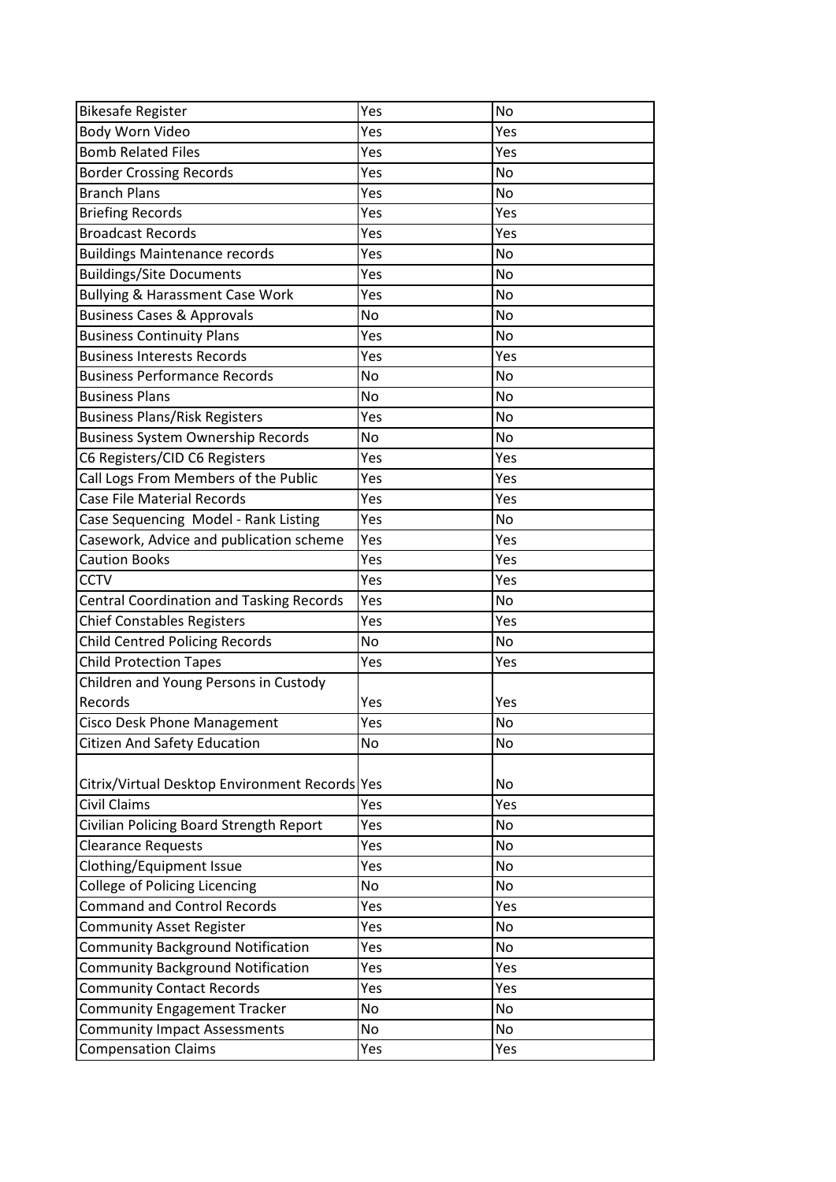| | | |
|---|---|---|
| Bikesafe Register | Yes | No |
| Body Worn Video | Yes | Yes |
| Bomb Related Files | Yes | Yes |
| Border Crossing Records | Yes | No |
| Branch Plans | Yes | No |
| Briefing Records | Yes | Yes |
| Broadcast Records | Yes | Yes |
| Buildings Maintenance records | Yes | No |
| Buildings/Site Documents | Yes | No |
| Bullying & Harassment Case Work | Yes | No |
| Business Cases & Approvals | No | No |
| Business Continuity Plans | Yes | No |
| Business Interests Records | Yes | Yes |
| Business Performance Records | No | No |
| Business Plans | No | No |
| Business Plans/Risk Registers | Yes | No |
| Business System Ownership Records | No | No |
| C6 Registers/CID C6 Registers | Yes | Yes |
| Call Logs From Members of the Public | Yes | Yes |
| Case File Material Records | Yes | Yes |
| Case Sequencing Model - Rank Listing | Yes | No |
| Casework, Advice and publication scheme | Yes | Yes |
| Caution Books | Yes | Yes |
| CCTV | Yes | Yes |
| Central Coordination and Tasking Records | Yes | No |
| Chief Constables Registers | Yes | Yes |
| Child Centred Policing Records | No | No |
| Child Protection Tapes | Yes | Yes |
| Children and Young Persons in Custody Records | Yes | Yes |
| Cisco Desk Phone Management | Yes | No |
| Citizen And Safety Education | No | No |
| Citrix/Virtual Desktop Environment Records | Yes | No |
| Civil Claims | Yes | Yes |
| Civilian Policing Board Strength Report | Yes | No |
| Clearance Requests | Yes | No |
| Clothing/Equipment Issue | Yes | No |
| College of Policing Licencing | No | No |
| Command and Control Records | Yes | Yes |
| Community Asset Register | Yes | No |
| Community Background Notification | Yes | No |
| Community Background Notification | Yes | Yes |
| Community Contact Records | Yes | Yes |
| Community Engagement Tracker | No | No |
| Community Impact Assessments | No | No |
| Compensation Claims | Yes | Yes |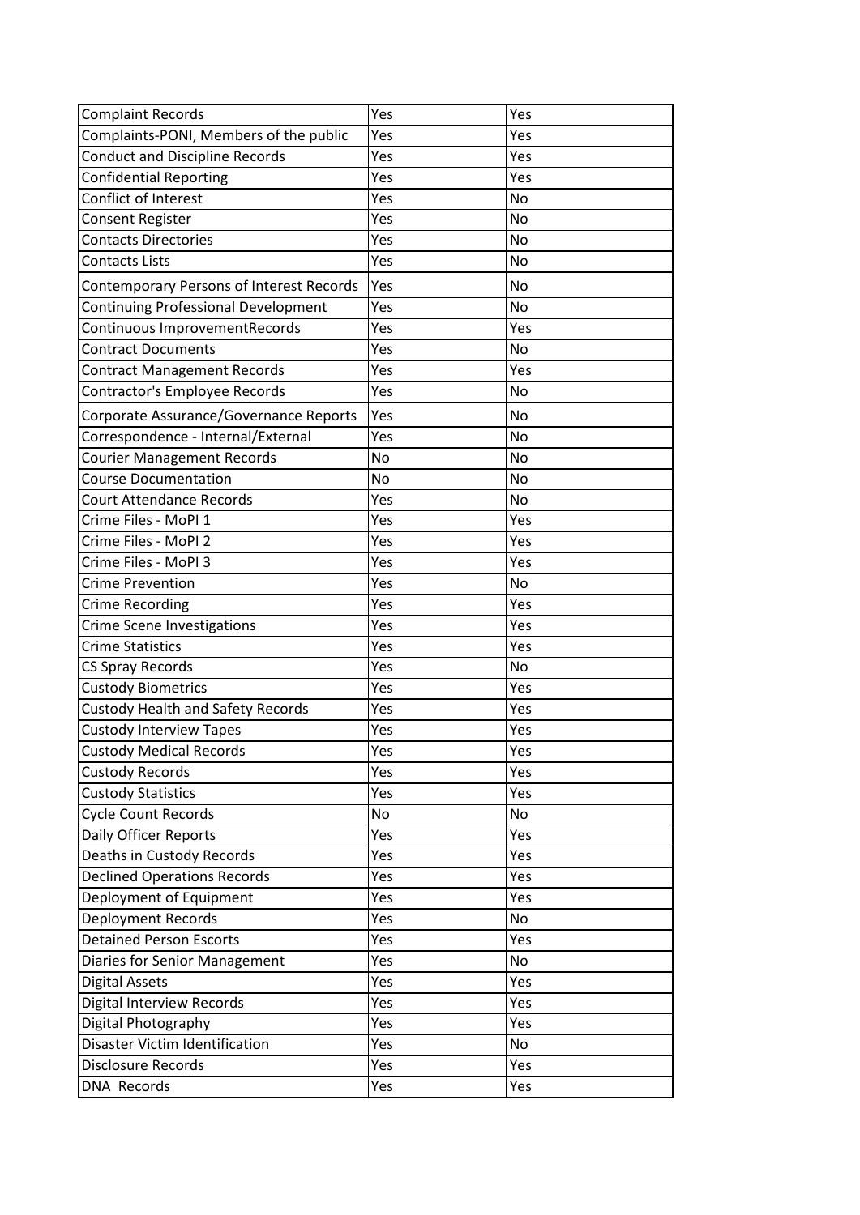| Complaint Records | Yes | Yes |
|---|---|---|
| Complaints-PONI, Members of the public | Yes | Yes |
| Conduct and Discipline Records | Yes | Yes |
| Confidential Reporting | Yes | Yes |
| Conflict of Interest | Yes | No |
| Consent Register | Yes | No |
| Contacts Directories | Yes | No |
| Contacts Lists | Yes | No |
| Contemporary Persons of Interest Records | Yes | No |
| Continuing Professional Development | Yes | No |
| Continuous ImprovementRecords | Yes | Yes |
| Contract Documents | Yes | No |
| Contract Management Records | Yes | Yes |
| Contractor's Employee Records | Yes | No |
| Corporate Assurance/Governance Reports | Yes | No |
| Correspondence - Internal/External | Yes | No |
| Courier Management Records | No | No |
| Course Documentation | No | No |
| Court Attendance Records | Yes | No |
| Crime Files - MoPI 1 | Yes | Yes |
| Crime Files - MoPI 2 | Yes | Yes |
| Crime Files - MoPI 3 | Yes | Yes |
| Crime Prevention | Yes | No |
| Crime Recording | Yes | Yes |
| Crime Scene Investigations | Yes | Yes |
| Crime Statistics | Yes | Yes |
| CS Spray Records | Yes | No |
| Custody Biometrics | Yes | Yes |
| Custody Health and Safety Records | Yes | Yes |
| Custody Interview Tapes | Yes | Yes |
| Custody Medical Records | Yes | Yes |
| Custody Records | Yes | Yes |
| Custody Statistics | Yes | Yes |
| Cycle Count Records | No | No |
| Daily Officer Reports | Yes | Yes |
| Deaths in Custody Records | Yes | Yes |
| Declined Operations Records | Yes | Yes |
| Deployment of Equipment | Yes | Yes |
| Deployment Records | Yes | No |
| Detained Person Escorts | Yes | Yes |
| Diaries for Senior Management | Yes | No |
| Digital Assets | Yes | Yes |
| Digital Interview Records | Yes | Yes |
| Digital Photography | Yes | Yes |
| Disaster Victim Identification | Yes | No |
| Disclosure Records | Yes | Yes |
| DNA Records | Yes | Yes |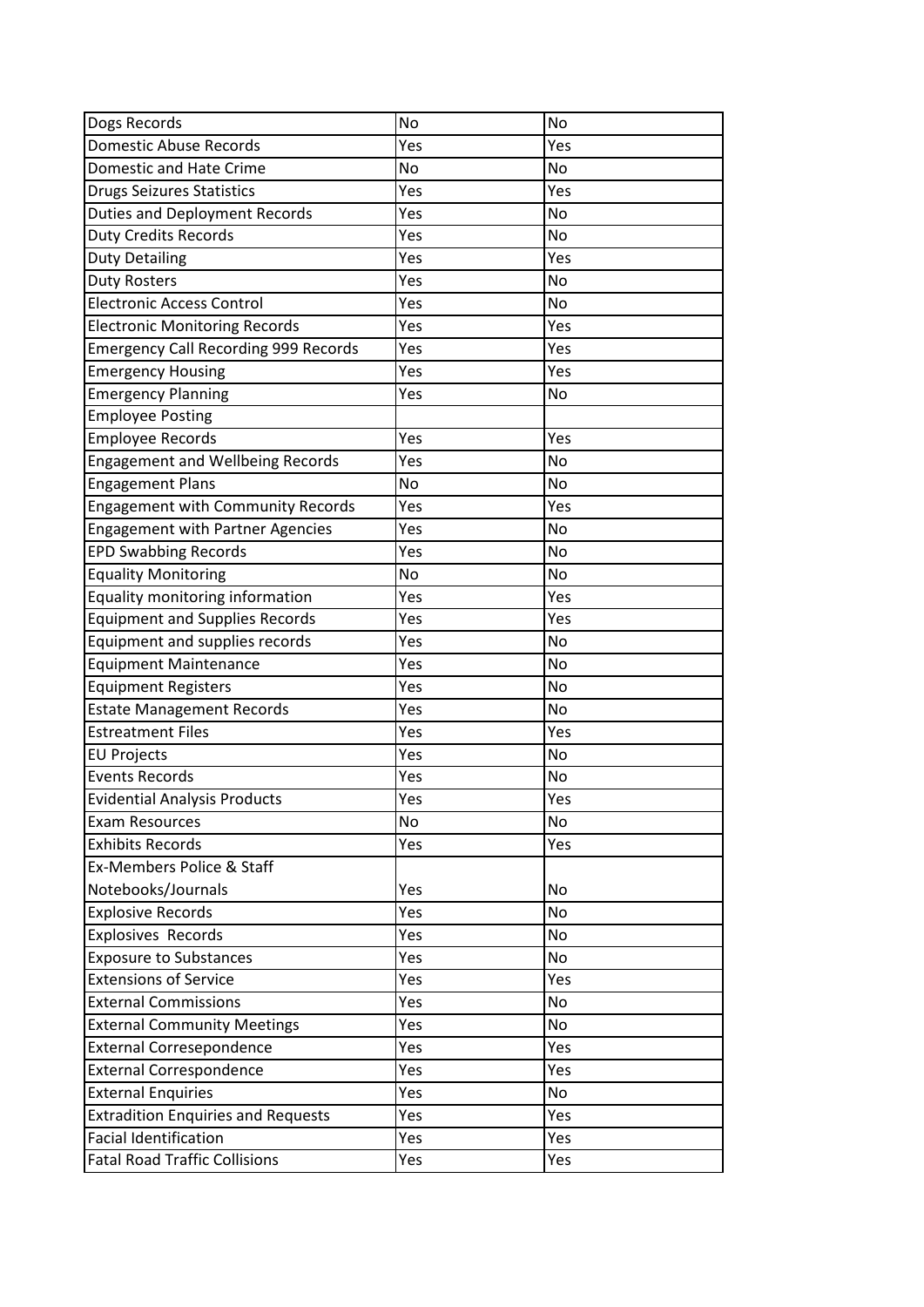| Dogs Records | No | No |
|---|---|---|
| Domestic Abuse Records | Yes | Yes |
| Domestic and Hate Crime | No | No |
| Drugs Seizures Statistics | Yes | Yes |
| Duties and Deployment Records | Yes | No |
| Duty Credits Records | Yes | No |
| Duty Detailing | Yes | Yes |
| Duty Rosters | Yes | No |
| Electronic Access Control | Yes | No |
| Electronic Monitoring Records | Yes | Yes |
| Emergency Call Recording 999 Records | Yes | Yes |
| Emergency Housing | Yes | Yes |
| Emergency Planning | Yes | No |
| Employee Posting | | |
| Employee Records | Yes | Yes |
| Engagement and Wellbeing Records | Yes | No |
| Engagement Plans | No | No |
| Engagement with Community Records | Yes | Yes |
| Engagement with Partner Agencies | Yes | No |
| EPD Swabbing Records | Yes | No |
| Equality Monitoring | No | No |
| Equality monitoring information | Yes | Yes |
| Equipment and Supplies Records | Yes | Yes |
| Equipment and supplies records | Yes | No |
| Equipment Maintenance | Yes | No |
| Equipment Registers | Yes | No |
| Estate Management Records | Yes | No |
| Estreatment Files | Yes | Yes |
| EU Projects | Yes | No |
| Events Records | Yes | No |
| Evidential Analysis Products | Yes | Yes |
| Exam Resources | No | No |
| Exhibits Records | Yes | Yes |
| Ex-Members Police & Staff Notebooks/Journals | Yes | No |
| Explosive Records | Yes | No |
| Explosives Records | Yes | No |
| Exposure to Substances | Yes | No |
| Extensions of Service | Yes | Yes |
| External Commissions | Yes | No |
| External Community Meetings | Yes | No |
| External Corresepondence | Yes | Yes |
| External Correspondence | Yes | Yes |
| External Enquiries | Yes | No |
| Extradition Enquiries and Requests | Yes | Yes |
| Facial Identification | Yes | Yes |
| Fatal Road Traffic Collisions | Yes | Yes |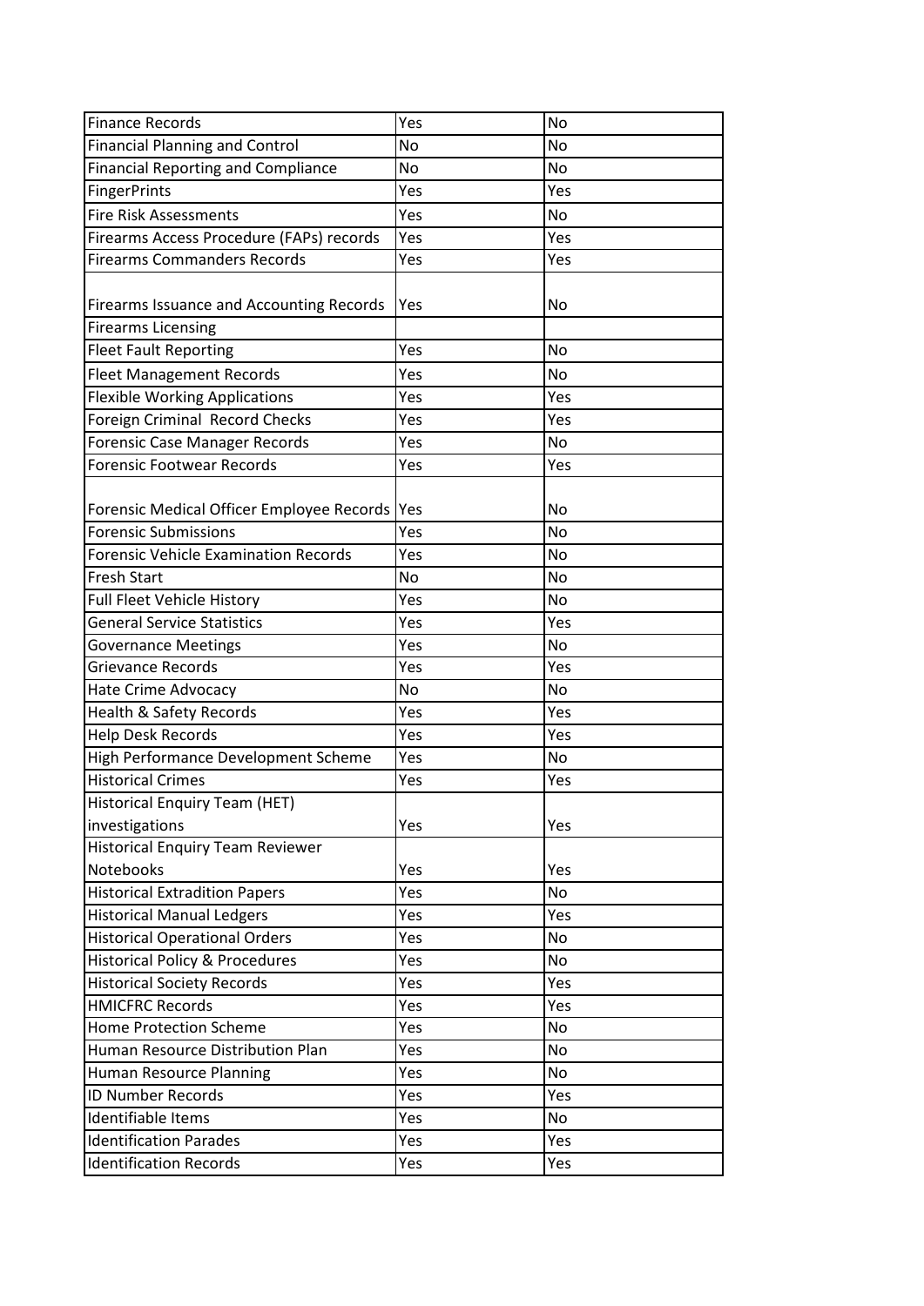| Finance Records | Yes | No |
|---|---|---|
| Financial Planning and Control | No | No |
| Financial Reporting and Compliance | No | No |
| FingerPrints | Yes | Yes |
| Fire Risk Assessments | Yes | No |
| Firearms Access Procedure (FAPs) records | Yes | Yes |
| Firearms Commanders Records | Yes | Yes |
| Firearms Issuance and Accounting Records | Yes | No |
| Firearms Licensing | | |
| Fleet Fault Reporting | Yes | No |
| Fleet Management Records | Yes | No |
| Flexible Working Applications | Yes | Yes |
| Foreign Criminal Record Checks | Yes | Yes |
| Forensic Case Manager Records | Yes | No |
| Forensic Footwear Records | Yes | Yes |
| Forensic Medical Officer Employee Records | Yes | No |
| Forensic Submissions | Yes | No |
| Forensic Vehicle Examination Records | Yes | No |
| Fresh Start | No | No |
| Full Fleet Vehicle History | Yes | No |
| General Service Statistics | Yes | Yes |
| Governance Meetings | Yes | No |
| Grievance Records | Yes | Yes |
| Hate Crime Advocacy | No | No |
| Health & Safety Records | Yes | Yes |
| Help Desk Records | Yes | Yes |
| High Performance Development Scheme | Yes | No |
| Historical Crimes | Yes | Yes |
| Historical Enquiry Team (HET) investigations | Yes | Yes |
| Historical Enquiry Team Reviewer Notebooks | Yes | Yes |
| Historical Extradition Papers | Yes | No |
| Historical Manual Ledgers | Yes | Yes |
| Historical Operational Orders | Yes | No |
| Historical Policy & Procedures | Yes | No |
| Historical Society Records | Yes | Yes |
| HMICFRC Records | Yes | Yes |
| Home Protection Scheme | Yes | No |
| Human Resource Distribution Plan | Yes | No |
| Human Resource Planning | Yes | No |
| ID Number Records | Yes | Yes |
| Identifiable Items | Yes | No |
| Identification Parades | Yes | Yes |
| Identification Records | Yes | Yes |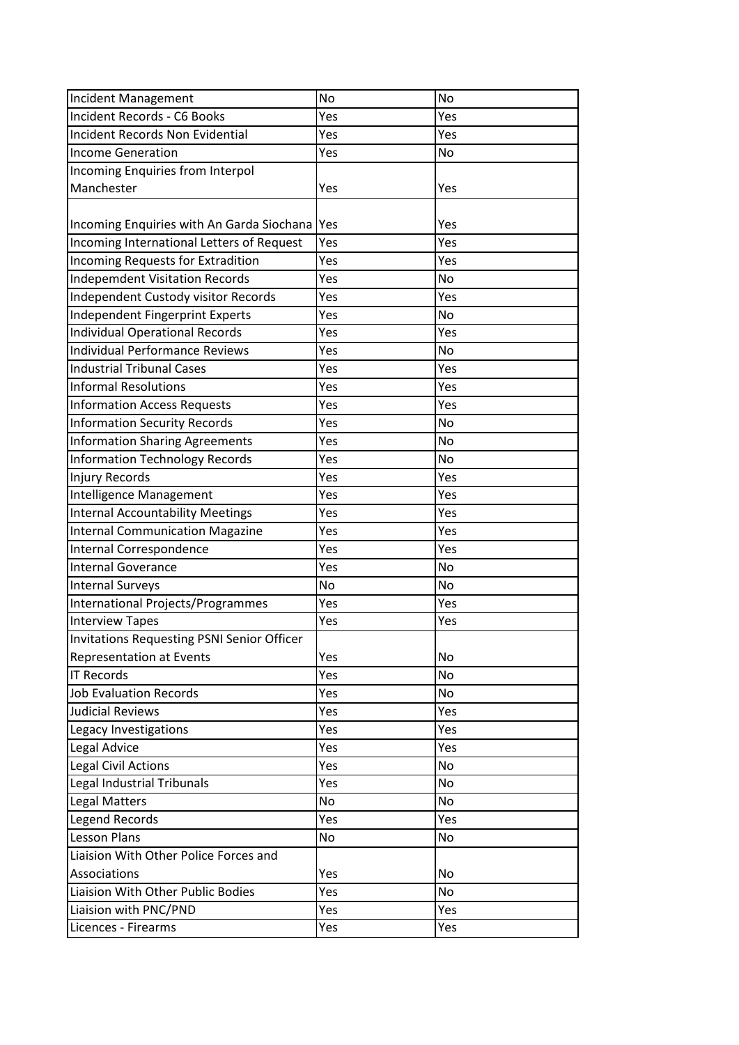| Incident Management | No | No |
|---|---|---|
| Incident Records - C6 Books | Yes | Yes |
| Incident Records Non Evidential | Yes | Yes |
| Income Generation | Yes | No |
| Incoming Enquiries from Interpol Manchester | Yes | Yes |
| Incoming Enquiries with An Garda Siochana | Yes | Yes |
| Incoming International Letters of Request | Yes | Yes |
| Incoming Requests for Extradition | Yes | Yes |
| Indepemdent Visitation Records | Yes | No |
| Independent Custody visitor Records | Yes | Yes |
| Independent Fingerprint Experts | Yes | No |
| Individual Operational Records | Yes | Yes |
| Individual Performance Reviews | Yes | No |
| Industrial Tribunal Cases | Yes | Yes |
| Informal Resolutions | Yes | Yes |
| Information Access Requests | Yes | Yes |
| Information Security Records | Yes | No |
| Information Sharing Agreements | Yes | No |
| Information Technology Records | Yes | No |
| Injury Records | Yes | Yes |
| Intelligence Management | Yes | Yes |
| Internal Accountability Meetings | Yes | Yes |
| Internal Communication Magazine | Yes | Yes |
| Internal Correspondence | Yes | Yes |
| Internal Goverance | Yes | No |
| Internal Surveys | No | No |
| International Projects/Programmes | Yes | Yes |
| Interview Tapes | Yes | Yes |
| Invitations Requesting PSNI Senior Officer Representation at Events | Yes | No |
| IT Records | Yes | No |
| Job Evaluation Records | Yes | No |
| Judicial Reviews | Yes | Yes |
| Legacy Investigations | Yes | Yes |
| Legal Advice | Yes | Yes |
| Legal Civil Actions | Yes | No |
| Legal Industrial Tribunals | Yes | No |
| Legal Matters | No | No |
| Legend Records | Yes | Yes |
| Lesson Plans | No | No |
| Liaision With Other Police Forces and Associations | Yes | No |
| Liaision With Other Public Bodies | Yes | No |
| Liaision with PNC/PND | Yes | Yes |
| Licences - Firearms | Yes | Yes |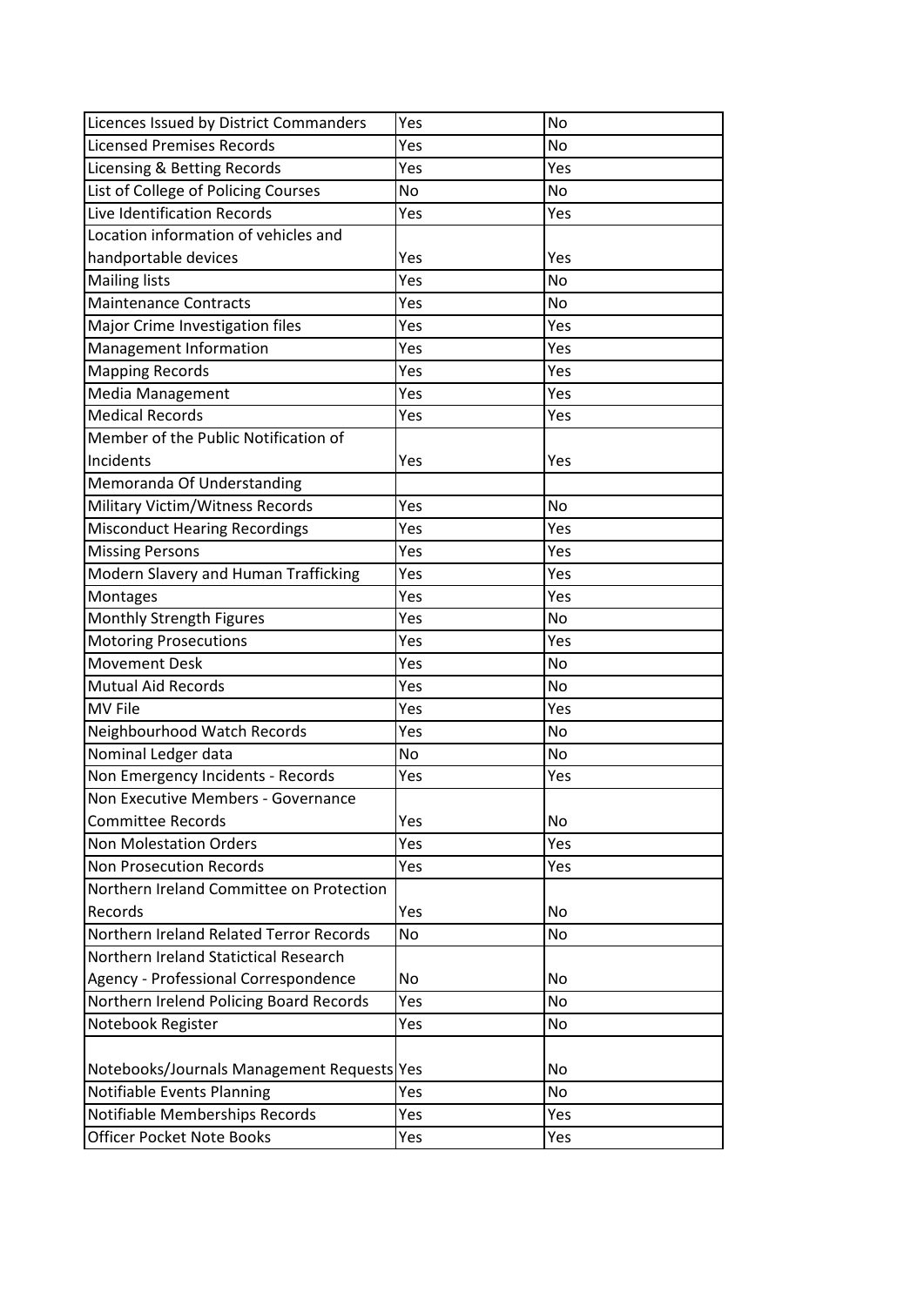| Licences Issued by District Commanders | Yes | No |
|---|---|---|
| Licensed Premises Records | Yes | No |
| Licensing & Betting Records | Yes | Yes |
| List of College of Policing Courses | No | No |
| Live Identification Records | Yes | Yes |
| Location information of vehicles and handportable devices | Yes | Yes |
| Mailing lists | Yes | No |
| Maintenance Contracts | Yes | No |
| Major Crime Investigation files | Yes | Yes |
| Management Information | Yes | Yes |
| Mapping Records | Yes | Yes |
| Media Management | Yes | Yes |
| Medical Records | Yes | Yes |
| Member of the Public Notification of Incidents | Yes | Yes |
| Memoranda Of Understanding | | |
| Military Victim/Witness Records | Yes | No |
| Misconduct Hearing Recordings | Yes | Yes |
| Missing Persons | Yes | Yes |
| Modern Slavery and Human Trafficking | Yes | Yes |
| Montages | Yes | Yes |
| Monthly Strength Figures | Yes | No |
| Motoring Prosecutions | Yes | Yes |
| Movement Desk | Yes | No |
| Mutual Aid Records | Yes | No |
| MV File | Yes | Yes |
| Neighbourhood Watch Records | Yes | No |
| Nominal Ledger data | No | No |
| Non Emergency Incidents - Records | Yes | Yes |
| Non Executive Members - Governance Committee Records | Yes | No |
| Non Molestation Orders | Yes | Yes |
| Non Prosecution Records | Yes | Yes |
| Northern Ireland Committee on Protection Records | Yes | No |
| Northern Ireland Related Terror Records | No | No |
| Northern Ireland Statictical Research Agency - Professional Correspondence | No | No |
| Northern Irelend Policing Board Records | Yes | No |
| Notebook Register | Yes | No |
| Notebooks/Journals Management Requests | Yes | No |
| Notifiable Events Planning | Yes | No |
| Notifiable Memberships Records | Yes | Yes |
| Officer Pocket Note Books | Yes | Yes |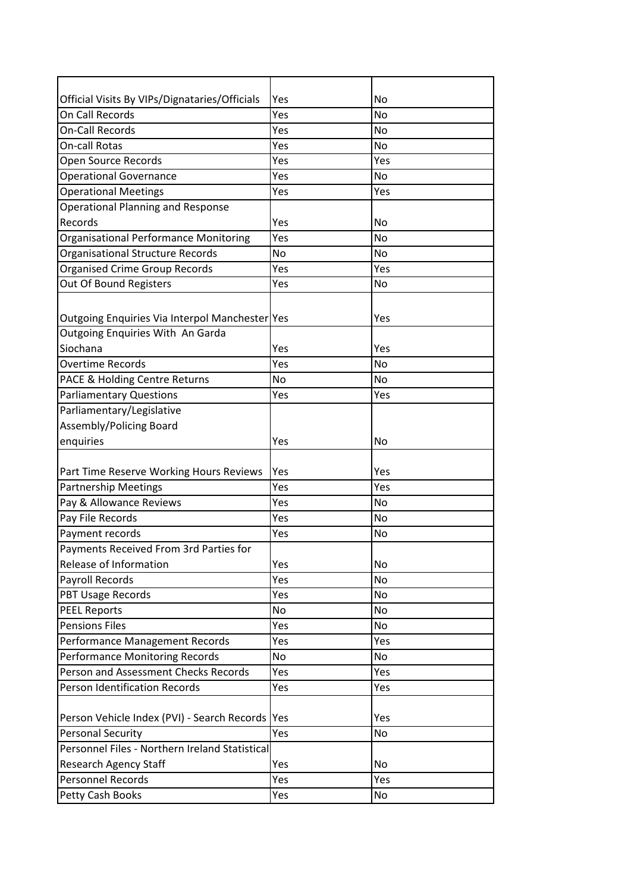| | | |
|---|---|---|
| Official Visits By VIPs/Dignataries/Officials | Yes | No |
| On Call Records | Yes | No |
| On-Call Records | Yes | No |
| On-call Rotas | Yes | No |
| Open Source Records | Yes | Yes |
| Operational Governance | Yes | No |
| Operational Meetings | Yes | Yes |
| Operational Planning and Response Records | Yes | No |
| Organisational Performance Monitoring | Yes | No |
| Organisational Structure Records | No | No |
| Organised Crime Group Records | Yes | Yes |
| Out Of Bound Registers | Yes | No |
| Outgoing Enquiries Via Interpol Manchester | Yes | Yes |
| Outgoing Enquiries With An Garda Siochana | Yes | Yes |
| Overtime Records | Yes | No |
| PACE & Holding Centre Returns | No | No |
| Parliamentary Questions | Yes | Yes |
| Parliamentary/Legislative Assembly/Policing Board enquiries | Yes | No |
| Part Time Reserve Working Hours Reviews | Yes | Yes |
| Partnership Meetings | Yes | Yes |
| Pay & Allowance Reviews | Yes | No |
| Pay File Records | Yes | No |
| Payment records | Yes | No |
| Payments Received From 3rd Parties for Release of Information | Yes | No |
| Payroll Records | Yes | No |
| PBT Usage Records | Yes | No |
| PEEL Reports | No | No |
| Pensions Files | Yes | No |
| Performance Management Records | Yes | Yes |
| Performance Monitoring Records | No | No |
| Person and Assessment Checks Records | Yes | Yes |
| Person Identification Records | Yes | Yes |
| Person Vehicle Index (PVI) - Search Records | Yes | Yes |
| Personal Security | Yes | No |
| Personnel Files - Northern Ireland Statistical Research Agency Staff | Yes | No |
| Personnel Records | Yes | Yes |
| Petty Cash Books | Yes | No |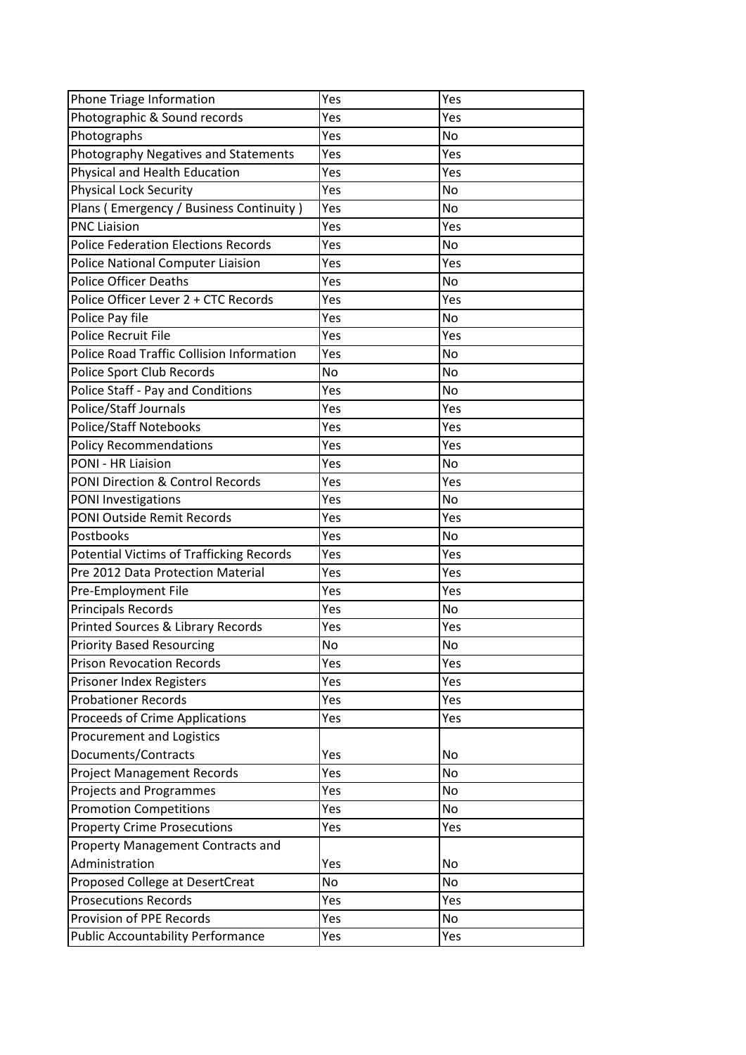| Phone Triage Information | Yes | Yes |
|---|---|---|
| Photographic & Sound records | Yes | Yes |
| Photographs | Yes | No |
| Photography Negatives and Statements | Yes | Yes |
| Physical and Health Education | Yes | Yes |
| Physical Lock Security | Yes | No |
| Plans ( Emergency / Business Continuity ) | Yes | No |
| PNC Liaision | Yes | Yes |
| Police Federation Elections Records | Yes | No |
| Police National Computer Liaision | Yes | Yes |
| Police Officer Deaths | Yes | No |
| Police Officer Lever 2 + CTC Records | Yes | Yes |
| Police Pay file | Yes | No |
| Police Recruit File | Yes | Yes |
| Police Road Traffic Collision Information | Yes | No |
| Police Sport Club Records | No | No |
| Police Staff - Pay and Conditions | Yes | No |
| Police/Staff Journals | Yes | Yes |
| Police/Staff Notebooks | Yes | Yes |
| Policy Recommendations | Yes | Yes |
| PONI - HR Liaision | Yes | No |
| PONI Direction & Control Records | Yes | Yes |
| PONI Investigations | Yes | No |
| PONI Outside Remit Records | Yes | Yes |
| Postbooks | Yes | No |
| Potential Victims of Trafficking Records | Yes | Yes |
| Pre 2012 Data Protection Material | Yes | Yes |
| Pre-Employment File | Yes | Yes |
| Principals Records | Yes | No |
| Printed Sources & Library Records | Yes | Yes |
| Priority Based Resourcing | No | No |
| Prison Revocation Records | Yes | Yes |
| Prisoner Index Registers | Yes | Yes |
| Probationer Records | Yes | Yes |
| Proceeds of Crime Applications | Yes | Yes |
| Procurement and Logistics Documents/Contracts | Yes | No |
| Project Management Records | Yes | No |
| Projects and Programmes | Yes | No |
| Promotion Competitions | Yes | No |
| Property Crime Prosecutions | Yes | Yes |
| Property Management Contracts and Administration | Yes | No |
| Proposed College at DesertCreat | No | No |
| Prosecutions Records | Yes | Yes |
| Provision of PPE Records | Yes | No |
| Public Accountability Performance | Yes | Yes |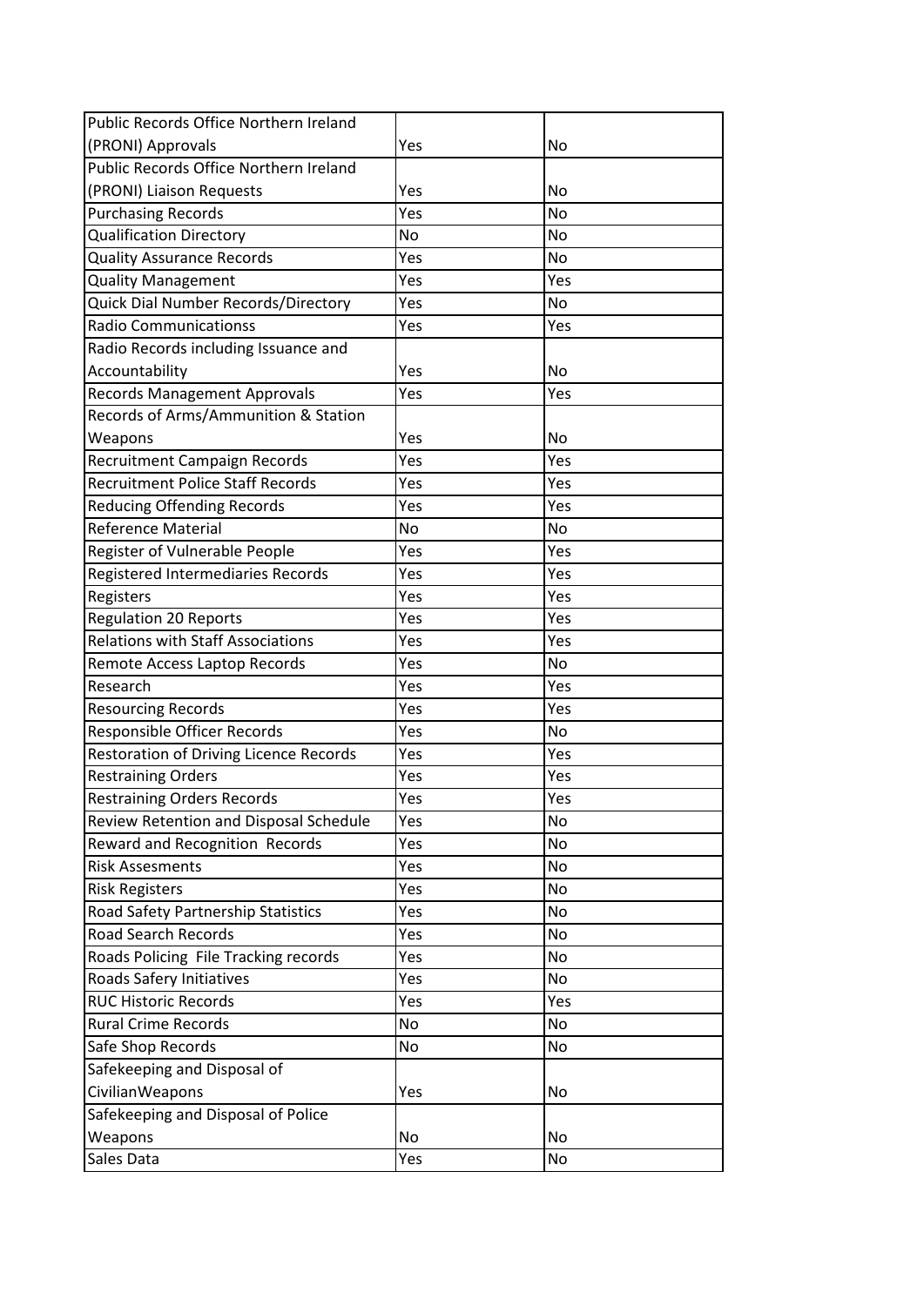| | | |
|---|---|---|
| Public Records Office Northern Ireland (PRONI) Approvals | Yes | No |
| Public Records Office Northern Ireland (PRONI) Liaison Requests | Yes | No |
| Purchasing Records | Yes | No |
| Qualification Directory | No | No |
| Quality Assurance Records | Yes | No |
| Quality Management | Yes | Yes |
| Quick Dial Number Records/Directory | Yes | No |
| Radio Communicationss | Yes | Yes |
| Radio Records including Issuance and Accountability | Yes | No |
| Records Management Approvals | Yes | Yes |
| Records of Arms/Ammunition & Station Weapons | Yes | No |
| Recruitment Campaign Records | Yes | Yes |
| Recruitment Police Staff Records | Yes | Yes |
| Reducing Offending Records | Yes | Yes |
| Reference Material | No | No |
| Register of Vulnerable People | Yes | Yes |
| Registered Intermediaries Records | Yes | Yes |
| Registers | Yes | Yes |
| Regulation 20 Reports | Yes | Yes |
| Relations with Staff Associations | Yes | Yes |
| Remote Access Laptop Records | Yes | No |
| Research | Yes | Yes |
| Resourcing Records | Yes | Yes |
| Responsible Officer Records | Yes | No |
| Restoration of Driving Licence Records | Yes | Yes |
| Restraining Orders | Yes | Yes |
| Restraining Orders Records | Yes | Yes |
| Review Retention and Disposal Schedule | Yes | No |
| Reward and Recognition Records | Yes | No |
| Risk Assesments | Yes | No |
| Risk Registers | Yes | No |
| Road Safety Partnership Statistics | Yes | No |
| Road Search Records | Yes | No |
| Roads Policing File Tracking records | Yes | No |
| Roads Safery Initiatives | Yes | No |
| RUC Historic Records | Yes | Yes |
| Rural Crime Records | No | No |
| Safe Shop Records | No | No |
| Safekeeping and Disposal of CivilianWeapons | Yes | No |
| Safekeeping and Disposal of Police Weapons | No | No |
| Sales Data | Yes | No |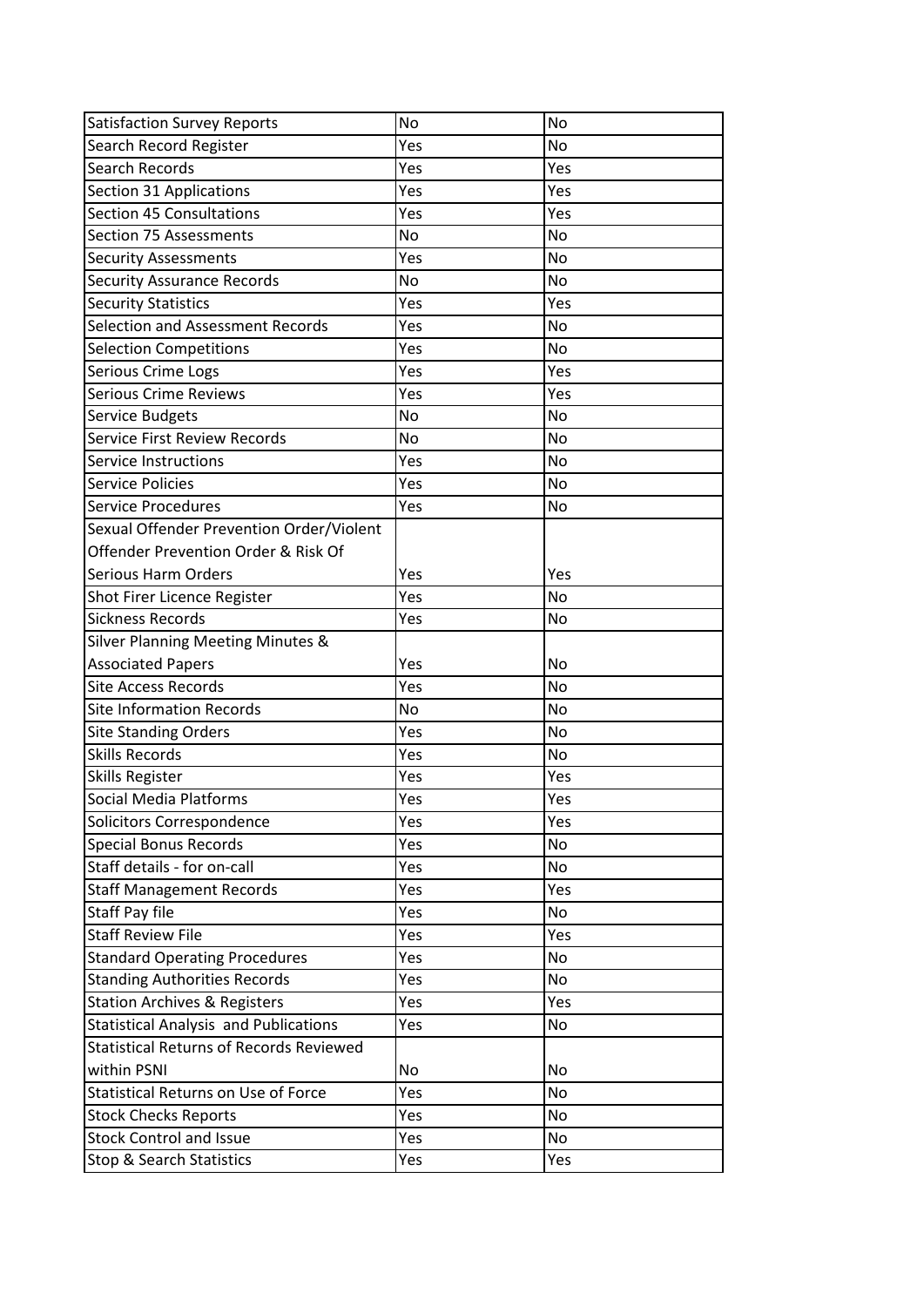| Satisfaction Survey Reports | No | No |
|---|---|---|
| Search Record Register | Yes | No |
| Search Records | Yes | Yes |
| Section 31 Applications | Yes | Yes |
| Section 45 Consultations | Yes | Yes |
| Section 75 Assessments | No | No |
| Security Assessments | Yes | No |
| Security Assurance Records | No | No |
| Security Statistics | Yes | Yes |
| Selection and Assessment Records | Yes | No |
| Selection Competitions | Yes | No |
| Serious Crime Logs | Yes | Yes |
| Serious Crime Reviews | Yes | Yes |
| Service Budgets | No | No |
| Service First Review Records | No | No |
| Service Instructions | Yes | No |
| Service Policies | Yes | No |
| Service Procedures | Yes | No |
| Sexual Offender Prevention Order/Violent Offender Prevention Order & Risk Of Serious Harm Orders | Yes | Yes |
| Shot Firer Licence Register | Yes | No |
| Sickness Records | Yes | No |
| Silver Planning Meeting Minutes & Associated Papers | Yes | No |
| Site Access Records | Yes | No |
| Site Information Records | No | No |
| Site Standing Orders | Yes | No |
| Skills Records | Yes | No |
| Skills Register | Yes | Yes |
| Social Media Platforms | Yes | Yes |
| Solicitors Correspondence | Yes | Yes |
| Special Bonus Records | Yes | No |
| Staff details - for on-call | Yes | No |
| Staff Management Records | Yes | Yes |
| Staff Pay file | Yes | No |
| Staff Review File | Yes | Yes |
| Standard Operating Procedures | Yes | No |
| Standing Authorities Records | Yes | No |
| Station Archives & Registers | Yes | Yes |
| Statistical Analysis and Publications | Yes | No |
| Statistical Returns of Records Reviewed within PSNI | No | No |
| Statistical Returns on Use of Force | Yes | No |
| Stock Checks Reports | Yes | No |
| Stock Control and Issue | Yes | No |
| Stop & Search Statistics | Yes | Yes |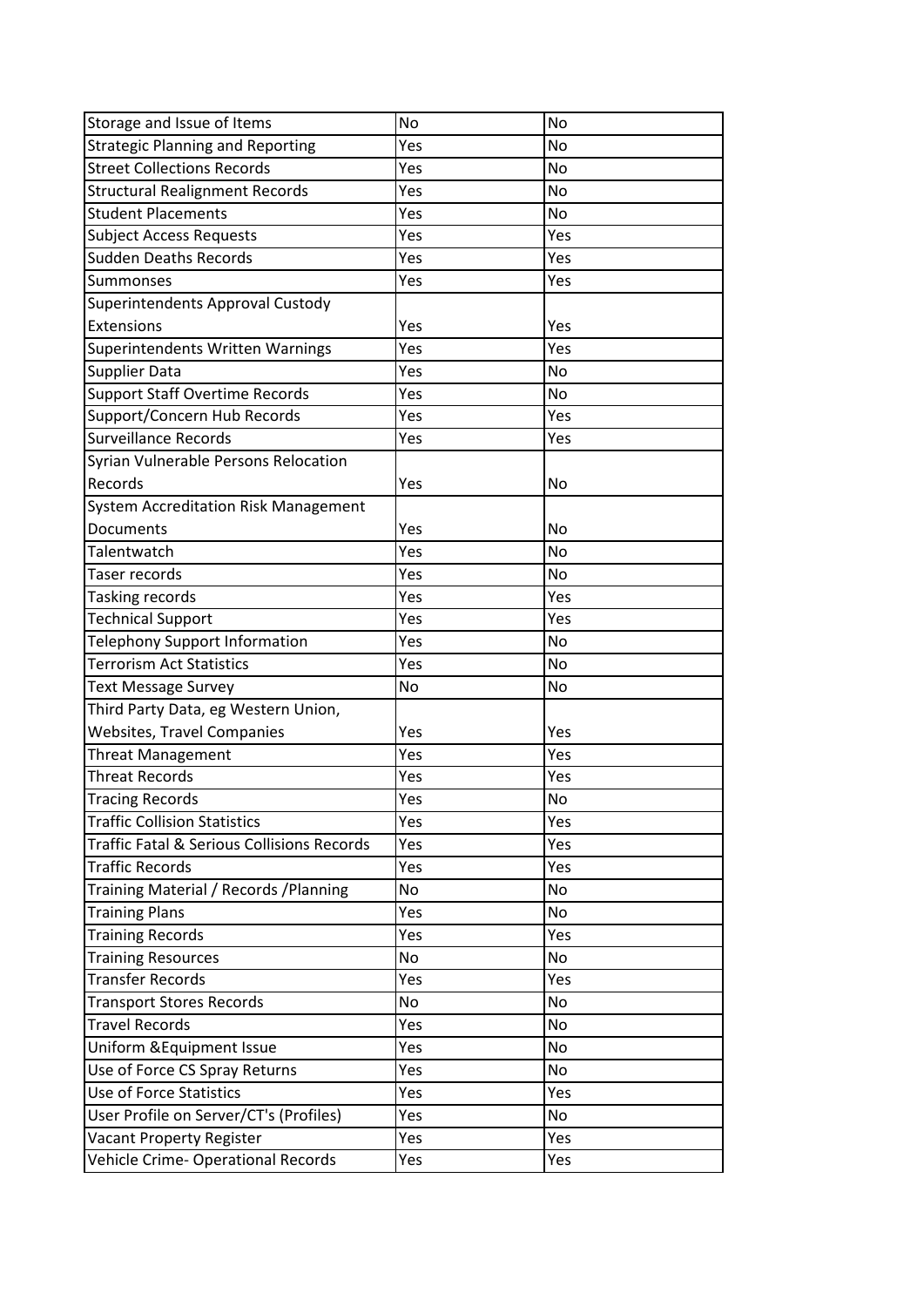| Storage and Issue of Items | No | No |
|---|---|---|
| Strategic Planning and Reporting | Yes | No |
| Street Collections Records | Yes | No |
| Structural Realignment Records | Yes | No |
| Student Placements | Yes | No |
| Subject Access Requests | Yes | Yes |
| Sudden Deaths Records | Yes | Yes |
| Summonses | Yes | Yes |
| Superintendents Approval Custody Extensions | Yes | Yes |
| Superintendents Written Warnings | Yes | Yes |
| Supplier Data | Yes | No |
| Support Staff Overtime Records | Yes | No |
| Support/Concern Hub Records | Yes | Yes |
| Surveillance Records | Yes | Yes |
| Syrian Vulnerable Persons Relocation Records | Yes | No |
| System Accreditation Risk Management Documents | Yes | No |
| Talentwatch | Yes | No |
| Taser records | Yes | No |
| Tasking records | Yes | Yes |
| Technical Support | Yes | Yes |
| Telephony Support Information | Yes | No |
| Terrorism Act Statistics | Yes | No |
| Text Message Survey | No | No |
| Third Party Data, eg Western Union, Websites, Travel Companies | Yes | Yes |
| Threat Management | Yes | Yes |
| Threat Records | Yes | Yes |
| Tracing Records | Yes | No |
| Traffic Collision Statistics | Yes | Yes |
| Traffic Fatal & Serious Collisions Records | Yes | Yes |
| Traffic Records | Yes | Yes |
| Training Material / Records /Planning | No | No |
| Training Plans | Yes | No |
| Training Records | Yes | Yes |
| Training Resources | No | No |
| Transfer Records | Yes | Yes |
| Transport Stores Records | No | No |
| Travel Records | Yes | No |
| Uniform &Equipment Issue | Yes | No |
| Use of Force CS Spray Returns | Yes | No |
| Use of Force Statistics | Yes | Yes |
| User Profile on Server/CT's (Profiles) | Yes | No |
| Vacant Property Register | Yes | Yes |
| Vehicle Crime- Operational Records | Yes | Yes |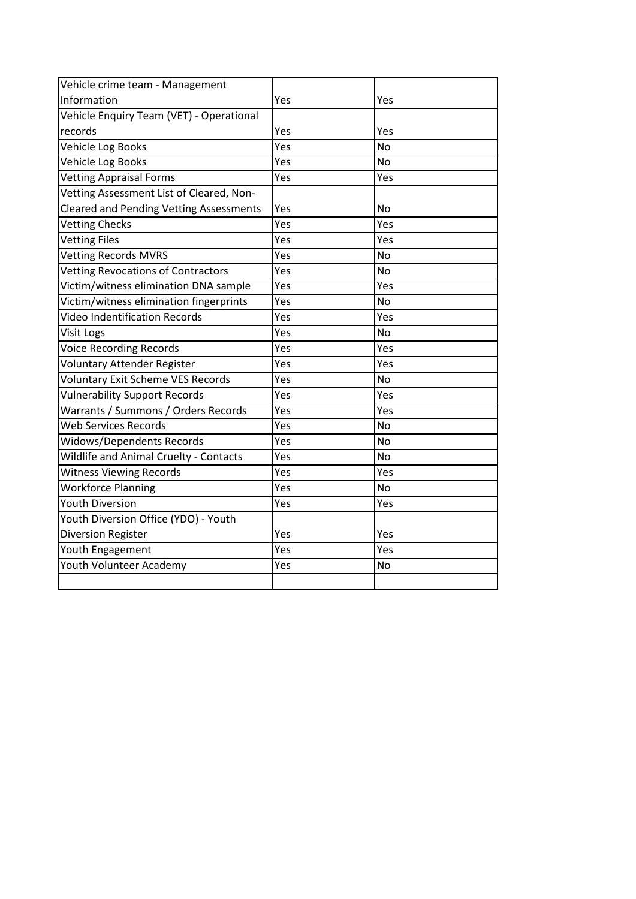| | | |
|---|---|---|
| Vehicle crime team - Management Information | Yes | Yes |
| Vehicle Enquiry Team (VET) - Operational records | Yes | Yes |
| Vehicle Log Books | Yes | No |
| Vehicle Log Books | Yes | No |
| Vetting Appraisal Forms | Yes | Yes |
| Vetting Assessment List of Cleared, Non-Cleared and Pending Vetting Assessments | Yes | No |
| Vetting Checks | Yes | Yes |
| Vetting Files | Yes | Yes |
| Vetting Records MVRS | Yes | No |
| Vetting Revocations of Contractors | Yes | No |
| Victim/witness elimination DNA sample | Yes | Yes |
| Victim/witness elimination fingerprints | Yes | No |
| Video Indentification Records | Yes | Yes |
| Visit Logs | Yes | No |
| Voice Recording Records | Yes | Yes |
| Voluntary Attender Register | Yes | Yes |
| Voluntary Exit Scheme VES Records | Yes | No |
| Vulnerability Support Records | Yes | Yes |
| Warrants / Summons / Orders Records | Yes | Yes |
| Web Services Records | Yes | No |
| Widows/Dependents Records | Yes | No |
| Wildlife and Animal Cruelty - Contacts | Yes | No |
| Witness Viewing Records | Yes | Yes |
| Workforce Planning | Yes | No |
| Youth Diversion | Yes | Yes |
| Youth Diversion Office (YDO) - Youth Diversion Register | Yes | Yes |
| Youth Engagement | Yes | Yes |
| Youth Volunteer Academy | Yes | No |
| | | |